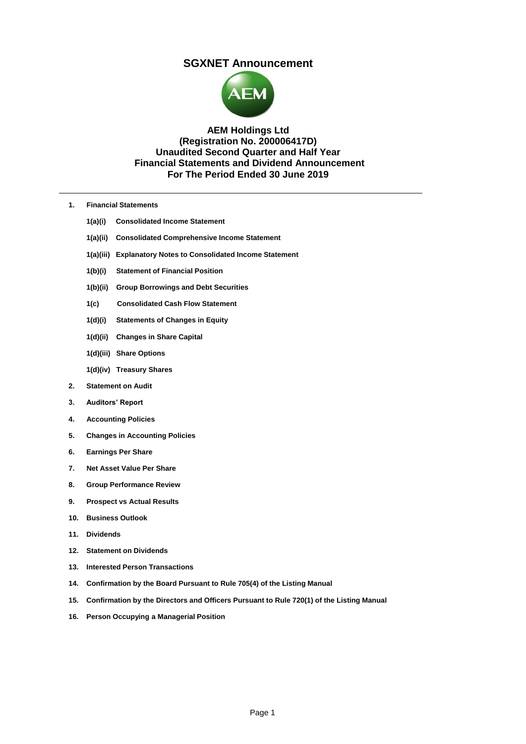# SGXNET Announcement

## AEM Holdings Ltd
## (Registration No. 200006417D)
## Unaudited Second Quarter and Half Year
## Financial Statements and Dividend Announcement
## For The Period Ended 30 June 2019

---

**1. Financial Statements**

- **1(a)(i) Consolidated Income Statement**
- **1(a)(ii) Consolidated Comprehensive Income Statement**
- **1(a)(iii) Explanatory Notes to Consolidated Income Statement**
- **1(b)(i) Statement of Financial Position**
- **1(b)(ii) Group Borrowings and Debt Securities**
- **1(c) Consolidated Cash Flow Statement**
- **1(d)(i) Statements of Changes in Equity**
- **1(d)(ii) Changes in Share Capital**
- **1(d)(iii) Share Options**
- **1(d)(iv) Treasury Shares**

**2. Statement on Audit**

**3. Auditors' Report**

**4. Accounting Policies**

**5. Changes in Accounting Policies**

**6. Earnings Per Share**

**7. Net Asset Value Per Share**

**8. Group Performance Review**

**9. Prospect vs Actual Results**

**10. Business Outlook**

**11. Dividends**

**12. Statement on Dividends**

**13. Interested Person Transactions**

**14. Confirmation by the Board Pursuant to Rule 705(4) of the Listing Manual**

**15. Confirmation by the Directors and Officers Pursuant to Rule 720(1) of the Listing Manual**

**16. Person Occupying a Managerial Position**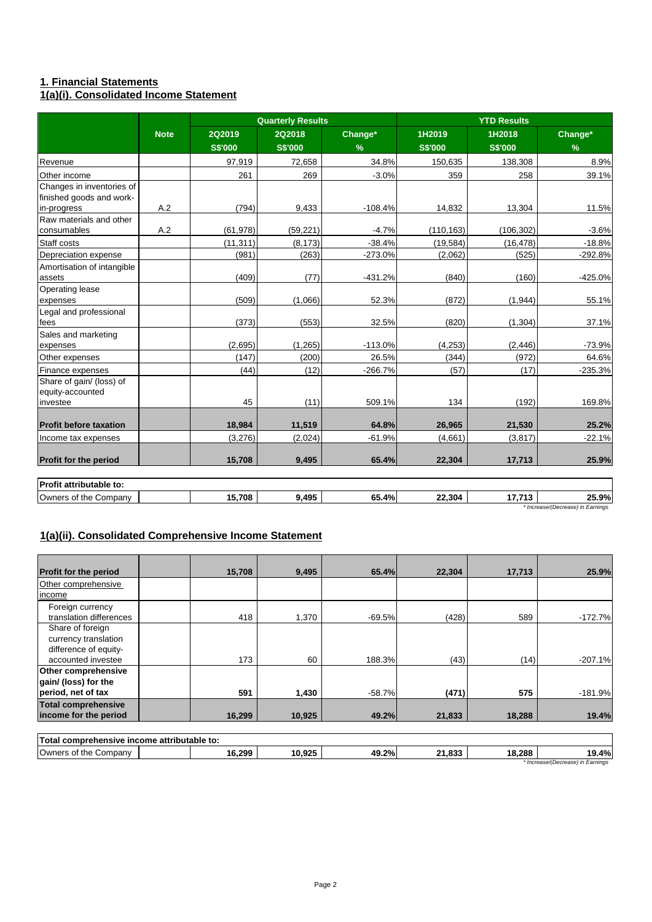## 1. Financial Statements

### 1(a)(i). Consolidated Income Statement

| | Note | Quarterly Results | | | YTD Results | | |
|---|---|---|---|---|---|---|---|
| | | 2Q2019 | 2Q2018 | Change* | 1H2019 | 1H2018 | Change* |
| | | S$'000 | S$'000 | % | S$'000 | S$'000 | % |
| Revenue | | 97,919 | 72,658 | 34.8% | 150,635 | 138,308 | 8.9% |
| Other income | | 261 | 269 | -3.0% | 359 | 258 | 39.1% |
| Changes in inventories of finished goods and work-in-progress | A.2 | (794) | 9,433 | -108.4% | 14,832 | 13,304 | 11.5% |
| Raw materials and other consumables | A.2 | (61,978) | (59,221) | -4.7% | (110,163) | (106,302) | -3.6% |
| Staff costs | | (11,311) | (8,173) | -38.4% | (19,584) | (16,478) | -18.8% |
| Depreciation expense | | (981) | (263) | -273.0% | (2,062) | (525) | -292.8% |
| Amortisation of intangible assets | | (409) | (77) | -431.2% | (840) | (160) | -425.0% |
| Operating lease expenses | | (509) | (1,066) | 52.3% | (872) | (1,944) | 55.1% |
| Legal and professional fees | | (373) | (553) | 32.5% | (820) | (1,304) | 37.1% |
| Sales and marketing expenses | | (2,695) | (1,265) | -113.0% | (4,253) | (2,446) | -73.9% |
| Other expenses | | (147) | (200) | 26.5% | (344) | (972) | 64.6% |
| Finance expenses | | (44) | (12) | -266.7% | (57) | (17) | -235.3% |
| Share of gain/ (loss) of equity-accounted investee | | 45 | (11) | 509.1% | 134 | (192) | 169.8% |
| **Profit before taxation** | | **18,984** | **11,519** | **64.8%** | **26,965** | **21,530** | **25.2%** |
| Income tax expenses | | (3,276) | (2,024) | -61.9% | (4,661) | (3,817) | -22.1% |
| **Profit for the period** | | **15,708** | **9,495** | **65.4%** | **22,304** | **17,713** | **25.9%** |
| **Profit attributable to:** | | | | | | | |
| Owners of the Company | | **15,708** | **9,495** | **65.4%** | **22,304** | **17,713** | **25.9%** |

*\* Increase/(Decrease) in Earnings*

### 1(a)(ii). Consolidated Comprehensive Income Statement

| | | | | | | | |
|---|---|---|---|---|---|---|---|
| **Profit for the period** | | **15,708** | **9,495** | **65.4%** | **22,304** | **17,713** | **25.9%** |
| Other comprehensive income | | | | | | | |
| Foreign currency translation differences | | 418 | 1,370 | -69.5% | (428) | 589 | -172.7% |
| Share of foreign currency translation difference of equity-accounted investee | | 173 | 60 | 188.3% | (43) | (14) | -207.1% |
| **Other comprehensive gain/ (loss) for the period, net of tax** | | **591** | **1,430** | **-58.7%** | **(471)** | **575** | **-181.9%** |
| **Total comprehensive income for the period** | | **16,299** | **10,925** | **49.2%** | **21,833** | **18,288** | **19.4%** |
| **Total comprehensive income attributable to:** | | | | | | | |
| Owners of the Company | | **16,299** | **10,925** | **49.2%** | **21,833** | **18,288** | **19.4%** |

*\* Increase/(Decrease) in Earnings*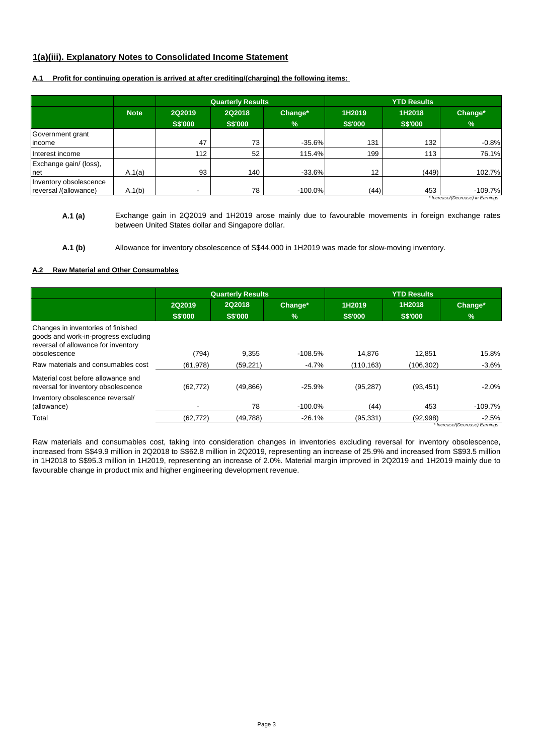## 1(a)(iii). Explanatory Notes to Consolidated Income Statement

### A.1 Profit for continuing operation is arrived at after crediting/(charging) the following items:

| | | Quarterly Results | | | YTD Results | | |
|---|---|---|---|---|---|---|---|
| | Note | 2Q2019 S$'000 | 2Q2018 S$'000 | Change* % | 1H2019 S$'000 | 1H2018 S$'000 | Change* % |
| Government grant income | | 47 | 73 | -35.6% | 131 | 132 | -0.8% |
| Interest income | | 112 | 52 | 115.4% | 199 | 113 | 76.1% |
| Exchange gain/ (loss), net | A.1(a) | 93 | 140 | -33.6% | 12 | (449) | 102.7% |
| Inventory obsolescence reversal /(allowance) | A.1(b) | - | 78 | -100.0% | (44) | 453 | -109.7% |

*\* Increase/(Decrease) in Earnings*

**A.1 (a)** Exchange gain in 2Q2019 and 1H2019 arose mainly due to favourable movements in foreign exchange rates between United States dollar and Singapore dollar.

**A.1 (b)** Allowance for inventory obsolescence of S$44,000 in 1H2019 was made for slow-moving inventory.

### A.2 Raw Material and Other Consumables

| | Quarterly Results | | | YTD Results | | |
|---|---|---|---|---|---|---|
| | 2Q2019 S$'000 | 2Q2018 S$'000 | Change* % | 1H2019 S$'000 | 1H2018 S$'000 | Change* % |
| Changes in inventories of finished goods and work-in-progress excluding reversal of allowance for inventory obsolescence | (794) | 9,355 | -108.5% | 14,876 | 12,851 | 15.8% |
| Raw materials and consumables cost | (61,978) | (59,221) | -4.7% | (110,163) | (106,302) | -3.6% |
| Material cost before allowance and reversal for inventory obsolescence | (62,772) | (49,866) | -25.9% | (95,287) | (93,451) | -2.0% |
| Inventory obsolescence reversal/ (allowance) | - | 78 | -100.0% | (44) | 453 | -109.7% |
| Total | (62,772) | (49,788) | -26.1% | (95,331) | (92,998) | -2.5% |

*\* Increase/(Decrease) Earnings*

Raw materials and consumables cost, taking into consideration changes in inventories excluding reversal for inventory obsolescence, increased from S$49.9 million in 2Q2018 to S$62.8 million in 2Q2019, representing an increase of 25.9% and increased from S$93.5 million in 1H2018 to S$95.3 million in 1H2019, representing an increase of 2.0%. Material margin improved in 2Q2019 and 1H2019 mainly due to favourable change in product mix and higher engineering development revenue.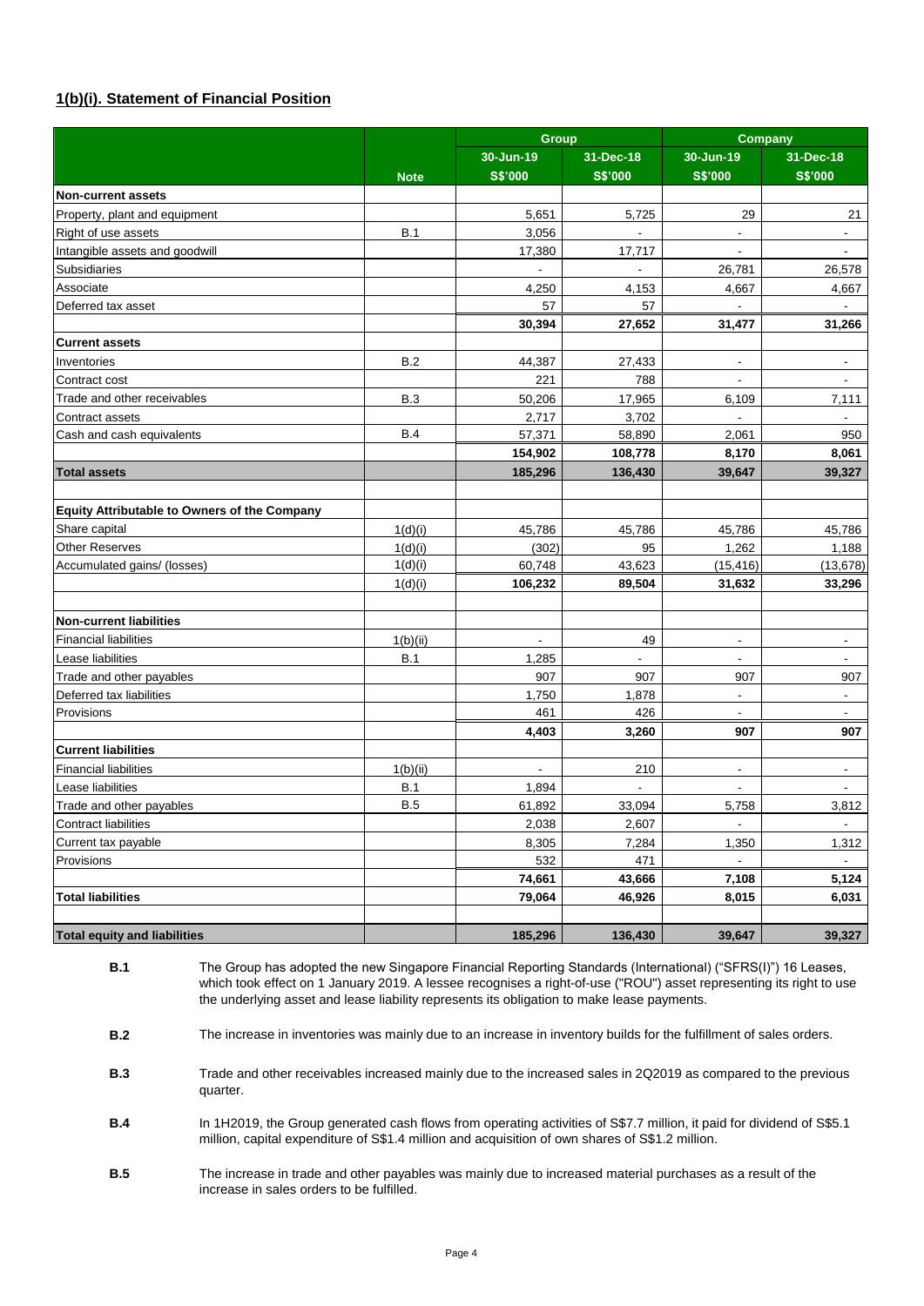## 1(b)(i). Statement of Financial Position

| | | Group | | Company | |
|---|---|---|---|---|---|
| | | 30-Jun-19 | 31-Dec-18 | 30-Jun-19 | 31-Dec-18 |
| | Note | S$'000 | S$'000 | S$'000 | S$'000 |
| **Non-current assets** | | | | | |
| Property, plant and equipment | | 5,651 | 5,725 | 29 | 21 |
| Right of use assets | B.1 | 3,056 | - | - | - |
| Intangible assets and goodwill | | 17,380 | 17,717 | - | - |
| Subsidiaries | | - | - | 26,781 | 26,578 |
| Associate | | 4,250 | 4,153 | 4,667 | 4,667 |
| Deferred tax asset | | 57 | 57 | - | - |
| | | **30,394** | **27,652** | **31,477** | **31,266** |
| **Current assets** | | | | | |
| Inventories | B.2 | 44,387 | 27,433 | - | - |
| Contract cost | | 221 | 788 | - | - |
| Trade and other receivables | B.3 | 50,206 | 17,965 | 6,109 | 7,111 |
| Contract assets | | 2,717 | 3,702 | - | - |
| Cash and cash equivalents | B.4 | 57,371 | 58,890 | 2,061 | 950 |
| | | **154,902** | **108,778** | **8,170** | **8,061** |
| **Total assets** | | **185,296** | **136,430** | **39,647** | **39,327** |
| | | | | | |
| **Equity Attributable to Owners of the Company** | | | | | |
| Share capital | 1(d)(i) | 45,786 | 45,786 | 45,786 | 45,786 |
| Other Reserves | 1(d)(i) | (302) | 95 | 1,262 | 1,188 |
| Accumulated gains/ (losses) | 1(d)(i) | 60,748 | 43,623 | (15,416) | (13,678) |
| | 1(d)(i) | **106,232** | **89,504** | **31,632** | **33,296** |
| | | | | | |
| **Non-current liabilities** | | | | | |
| Financial liabilities | 1(b)(ii) | - | 49 | - | - |
| Lease liabilities | B.1 | 1,285 | - | - | - |
| Trade and other payables | | 907 | 907 | 907 | 907 |
| Deferred tax liabilities | | 1,750 | 1,878 | - | - |
| Provisions | | 461 | 426 | - | - |
| | | **4,403** | **3,260** | **907** | **907** |
| **Current liabilities** | | | | | |
| Financial liabilities | 1(b)(ii) | - | 210 | - | - |
| Lease liabilities | B.1 | 1,894 | - | - | - |
| Trade and other payables | B.5 | 61,892 | 33,094 | 5,758 | 3,812 |
| Contract liabilities | | 2,038 | 2,607 | - | - |
| Current tax payable | | 8,305 | 7,284 | 1,350 | 1,312 |
| Provisions | | 532 | 471 | - | - |
| | | **74,661** | **43,666** | **7,108** | **5,124** |
| **Total liabilities** | | **79,064** | **46,926** | **8,015** | **6,031** |
| | | | | | |
| **Total equity and liabilities** | | **185,296** | **136,430** | **39,647** | **39,327** |

**B.1** The Group has adopted the new Singapore Financial Reporting Standards (International) ("SFRS(I)") 16 Leases, which took effect on 1 January 2019. A lessee recognises a right-of-use ("ROU") asset representing its right to use the underlying asset and lease liability represents its obligation to make lease payments.

**B.2** The increase in inventories was mainly due to an increase in inventory builds for the fulfillment of sales orders.

**B.3** Trade and other receivables increased mainly due to the increased sales in 2Q2019 as compared to the previous quarter.

**B.4** In 1H2019, the Group generated cash flows from operating activities of S$7.7 million, it paid for dividend of S$5.1 million, capital expenditure of S$1.4 million and acquisition of own shares of S$1.2 million.

**B.5** The increase in trade and other payables was mainly due to increased material purchases as a result of the increase in sales orders to be fulfilled.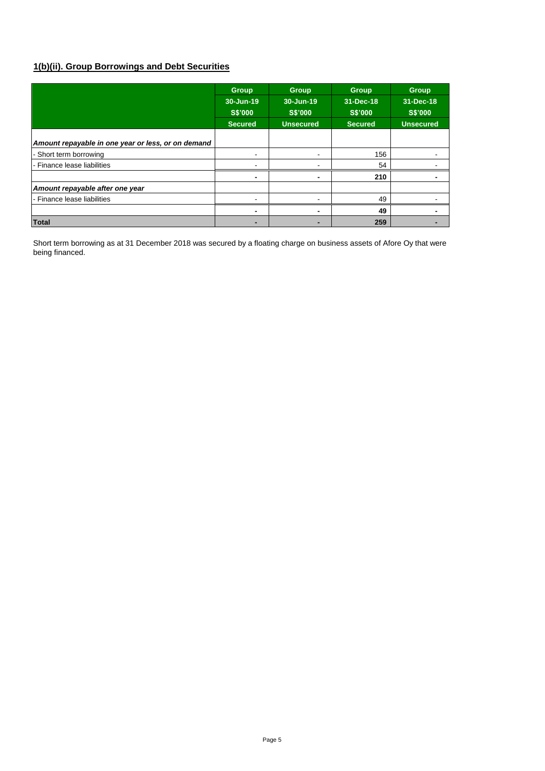## 1(b)(ii). Group Borrowings and Debt Securities

| | Group | Group | Group | Group |
|---|---|---|---|---|
| | 30-Jun-19 | 30-Jun-19 | 31-Dec-18 | 31-Dec-18 |
| | S$'000 | S$'000 | S$'000 | S$'000 |
| | Secured | Unsecured | Secured | Unsecured |
| ***Amount repayable in one year or less, or on demand*** | | | | |
| - Short term borrowing | - | - | 156 | - |
| - Finance lease liabilities | - | - | 54 | - |
| | **-** | **-** | **210** | **-** |
| ***Amount repayable after one year*** | | | | |
| - Finance lease liabilities | - | - | 49 | - |
| | **-** | **-** | **49** | **-** |
| **Total** | **-** | **-** | **259** | **-** |

Short term borrowing as at 31 December 2018 was secured by a floating charge on business assets of Afore Oy that were being financed.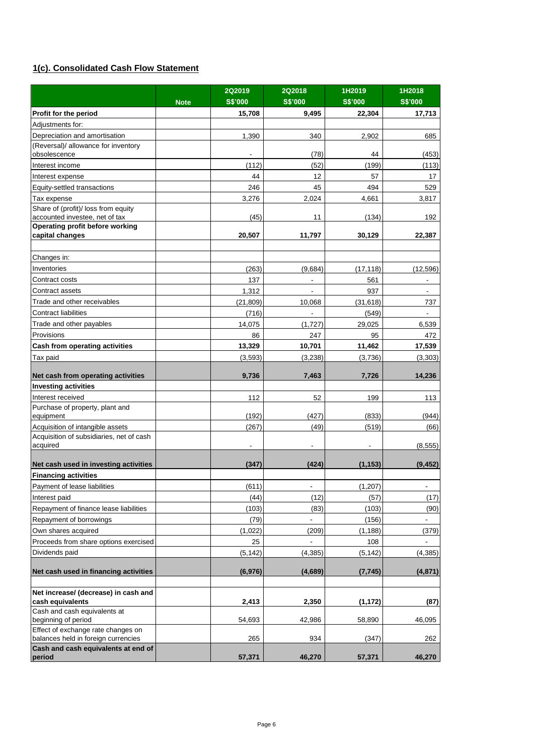## 1(c). Consolidated Cash Flow Statement

| | Note | 2Q2019 S$'000 | 2Q2018 S$'000 | 1H2019 S$'000 | 1H2018 S$'000 |
|---|---|---|---|---|---|
| **Profit for the period** | | **15,708** | **9,495** | **22,304** | **17,713** |
| Adjustments for: | | | | | |
| Depreciation and amortisation | | 1,390 | 340 | 2,902 | 685 |
| (Reversal)/ allowance for inventory obsolescence | | - | (78) | 44 | (453) |
| Interest income | | (112) | (52) | (199) | (113) |
| Interest expense | | 44 | 12 | 57 | 17 |
| Equity-settled transactions | | 246 | 45 | 494 | 529 |
| Tax expense | | 3,276 | 2,024 | 4,661 | 3,817 |
| Share of (profit)/ loss from equity accounted investee, net of tax | | (45) | 11 | (134) | 192 |
| **Operating profit before working capital changes** | | **20,507** | **11,797** | **30,129** | **22,387** |
| | | | | | |
| Changes in: | | | | | |
| Inventories | | (263) | (9,684) | (17,118) | (12,596) |
| Contract costs | | 137 | - | 561 | - |
| Contract assets | | 1,312 | - | 937 | - |
| Trade and other receivables | | (21,809) | 10,068 | (31,618) | 737 |
| Contract liabilities | | (716) | - | (549) | - |
| Trade and other payables | | 14,075 | (1,727) | 29,025 | 6,539 |
| Provisions | | 86 | 247 | 95 | 472 |
| **Cash from operating activities** | | **13,329** | **10,701** | **11,462** | **17,539** |
| Tax paid | | (3,593) | (3,238) | (3,736) | (3,303) |
| **Net cash from operating activities** | | **9,736** | **7,463** | **7,726** | **14,236** |
| **Investing activities** | | | | | |
| Interest received | | 112 | 52 | 199 | 113 |
| Purchase of property, plant and equipment | | (192) | (427) | (833) | (944) |
| Acquisition of intangible assets | | (267) | (49) | (519) | (66) |
| Acquisition of subsidiaries, net of cash acquired | | - | - | - | (8,555) |
| **Net cash used in investing activities** | | **(347)** | **(424)** | **(1,153)** | **(9,452)** |
| **Financing activities** | | | | | |
| Payment of lease liabilities | | (611) | - | (1,207) | - |
| Interest paid | | (44) | (12) | (57) | (17) |
| Repayment of finance lease liabilities | | (103) | (83) | (103) | (90) |
| Repayment of borrowings | | (79) | - | (156) | - |
| Own shares acquired | | (1,022) | (209) | (1,188) | (379) |
| Proceeds from share options exercised | | 25 | - | 108 | - |
| Dividends paid | | (5,142) | (4,385) | (5,142) | (4,385) |
| **Net cash used in financing activities** | | **(6,976)** | **(4,689)** | **(7,745)** | **(4,871)** |
| | | | | | |
| **Net increase/ (decrease) in cash and cash equivalents** | | **2,413** | **2,350** | **(1,172)** | **(87)** |
| Cash and cash equivalents at beginning of period | | 54,693 | 42,986 | 58,890 | 46,095 |
| Effect of exchange rate changes on balances held in foreign currencies | | 265 | 934 | (347) | 262 |
| **Cash and cash equivalents at end of period** | | **57,371** | **46,270** | **57,371** | **46,270** |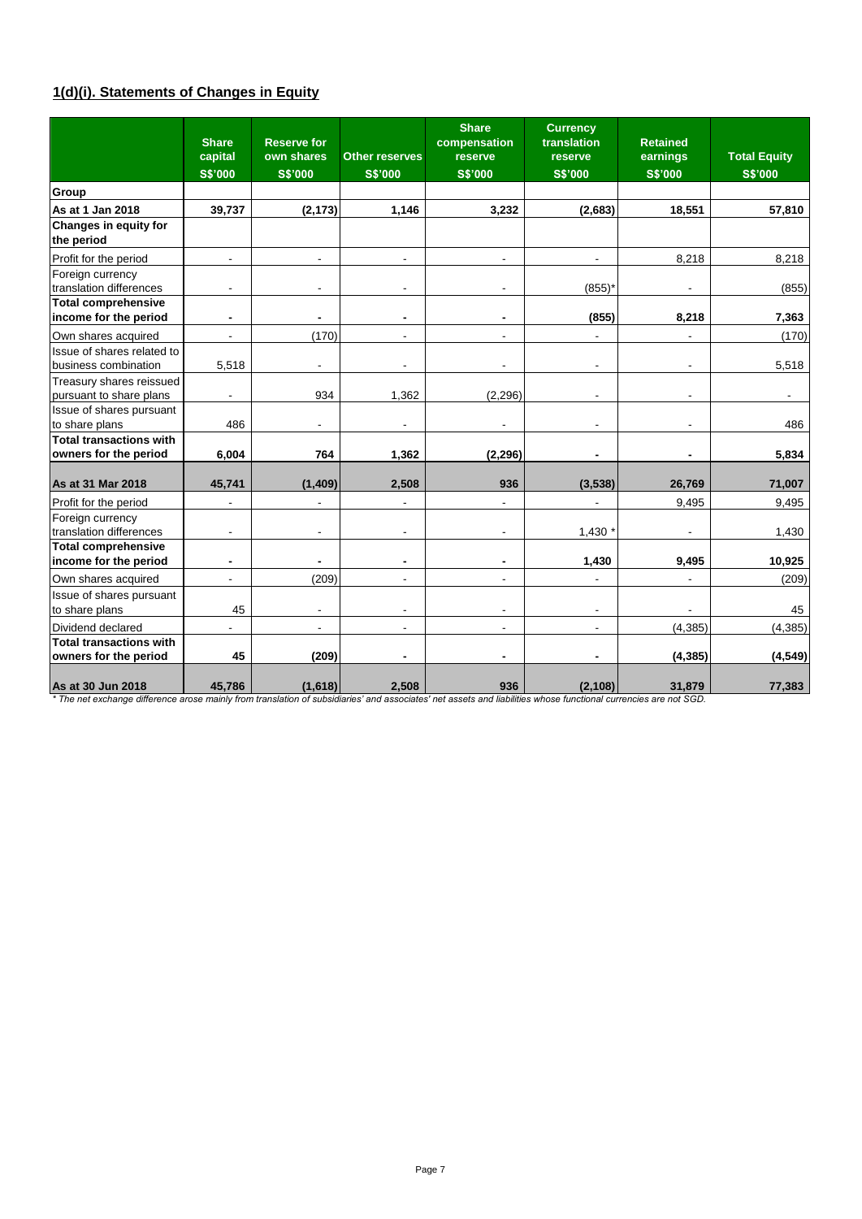## 1(d)(i). Statements of Changes in Equity

| | Share capital | Reserve for own shares | Other reserves | Share compensation reserve | Currency translation reserve | Retained earnings | Total Equity |
|---|---|---|---|---|---|---|---|
| | S$'000 | S$'000 | S$'000 | S$'000 | S$'000 | S$'000 | S$'000 |
| **Group** | | | | | | | |
| **As at 1 Jan 2018** | **39,737** | **(2,173)** | **1,146** | **3,232** | **(2,683)** | **18,551** | **57,810** |
| **Changes in equity for the period** | | | | | | | |
| Profit for the period | - | - | - | - | - | 8,218 | 8,218 |
| Foreign currency translation differences | - | - | - | - | (855)* | - | (855) |
| **Total comprehensive income for the period** | **-** | **-** | **-** | **-** | **(855)** | **8,218** | **7,363** |
| Own shares acquired | - | (170) | - | - | - | - | (170) |
| Issue of shares related to business combination | 5,518 | - | - | - | - | - | 5,518 |
| Treasury shares reissued pursuant to share plans | - | 934 | 1,362 | (2,296) | - | - | - |
| Issue of shares pursuant to share plans | 486 | - | - | - | - | - | 486 |
| **Total transactions with owners for the period** | **6,004** | **764** | **1,362** | **(2,296)** | **-** | **-** | **5,834** |
| **As at 31 Mar 2018** | **45,741** | **(1,409)** | **2,508** | **936** | **(3,538)** | **26,769** | **71,007** |
| Profit for the period | - | - | - | - | - | 9,495 | 9,495 |
| Foreign currency translation differences | - | - | - | - | 1,430 * | - | 1,430 |
| **Total comprehensive income for the period** | **-** | **-** | **-** | **-** | **1,430** | **9,495** | **10,925** |
| Own shares acquired | - | (209) | - | - | - | - | (209) |
| Issue of shares pursuant to share plans | 45 | - | - | - | - | - | 45 |
| Dividend declared | - | - | - | - | - | (4,385) | (4,385) |
| **Total transactions with owners for the period** | **45** | **(209)** | **-** | **-** | **-** | **(4,385)** | **(4,549)** |
| **As at 30 Jun 2018** | **45,786** | **(1,618)** | **2,508** | **936** | **(2,108)** | **31,879** | **77,383** |

*\* The net exchange difference arose mainly from translation of subsidiaries' and associates' net assets and liabilities whose functional currencies are not SGD.*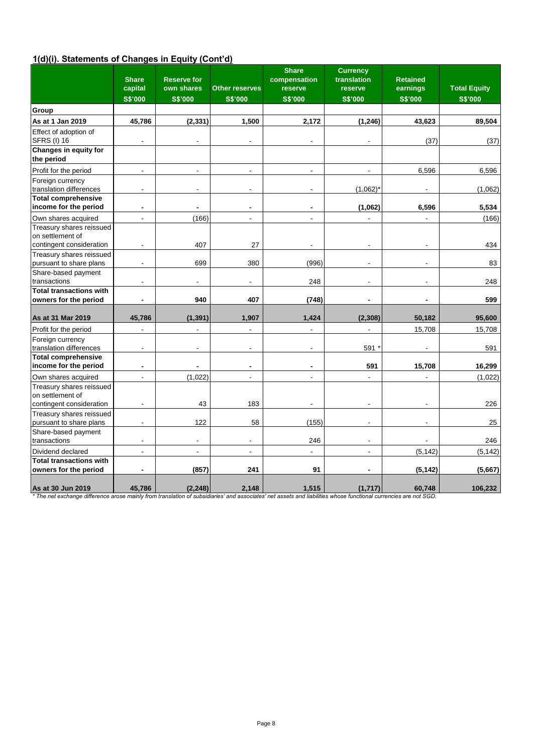## 1(d)(i). Statements of Changes in Equity (Cont'd)

| | Share capital | Reserve for own shares | Other reserves | Share compensation reserve | Currency translation reserve | Retained earnings | Total Equity |
|---|---|---|---|---|---|---|---|
| | S$'000 | S$'000 | S$'000 | S$'000 | S$'000 | S$'000 | S$'000 |
| **Group** | | | | | | | |
| **As at 1 Jan 2019** | **45,786** | **(2,331)** | **1,500** | **2,172** | **(1,246)** | **43,623** | **89,504** |
| Effect of adoption of SFRS (I) 16 | - | - | - | - | - | (37) | (37) |
| **Changes in equity for the period** | | | | | | | |
| Profit for the period | - | - | - | - | - | 6,596 | 6,596 |
| Foreign currency translation differences | - | - | - | - | (1,062)* | - | (1,062) |
| **Total comprehensive income for the period** | **-** | **-** | **-** | **-** | **(1,062)** | **6,596** | **5,534** |
| Own shares acquired | - | (166) | - | - | - | - | (166) |
| Treasury shares reissued on settlement of contingent consideration | - | 407 | 27 | - | - | - | 434 |
| Treasury shares reissued pursuant to share plans | - | 699 | 380 | (996) | - | - | 83 |
| Share-based payment transactions | - | - | - | 248 | - | - | 248 |
| **Total transactions with owners for the period** | **-** | **940** | **407** | **(748)** | **-** | **-** | **599** |
| **As at 31 Mar 2019** | **45,786** | **(1,391)** | **1,907** | **1,424** | **(2,308)** | **50,182** | **95,600** |
| Profit for the period | - | - | - | - | - | 15,708 | 15,708 |
| Foreign currency translation differences | - | - | - | - | 591 * | - | 591 |
| **Total comprehensive income for the period** | **-** | **-** | **-** | **-** | **591** | **15,708** | **16,299** |
| Own shares acquired | - | (1,022) | - | - | - | - | (1,022) |
| Treasury shares reissued on settlement of contingent consideration | - | 43 | 183 | - | - | - | 226 |
| Treasury shares reissued pursuant to share plans | - | 122 | 58 | (155) | - | - | 25 |
| Share-based payment transactions | - | - | - | 246 | - | - | 246 |
| Dividend declared | - | - | - | - | - | (5,142) | (5,142) |
| **Total transactions with owners for the period** | **-** | **(857)** | **241** | **91** | **-** | **(5,142)** | **(5,667)** |
| **As at 30 Jun 2019** | **45,786** | **(2,248)** | **2,148** | **1,515** | **(1,717)** | **60,748** | **106,232** |

*\* The net exchange difference arose mainly from translation of subsidiaries' and associates' net assets and liabilities whose functional currencies are not SGD.*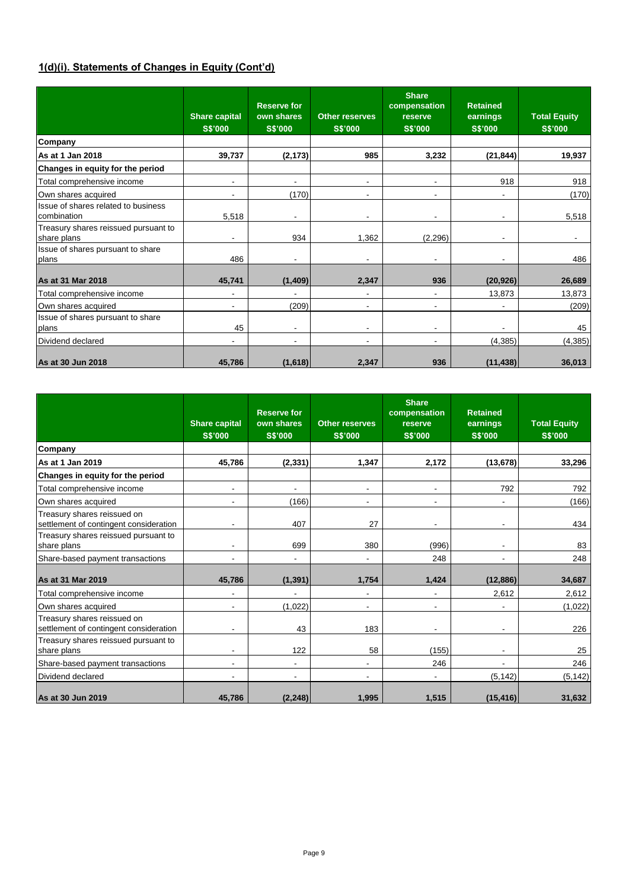## 1(d)(i). Statements of Changes in Equity (Cont'd)

| | Share capital S$'000 | Reserve for own shares S$'000 | Other reserves S$'000 | Share compensation reserve S$'000 | Retained earnings S$'000 | Total Equity S$'000 |
|---|---|---|---|---|---|---|
| **Company** | | | | | | |
| **As at 1 Jan 2018** | **39,737** | **(2,173)** | **985** | **3,232** | **(21,844)** | **19,937** |
| **Changes in equity for the period** | | | | | | |
| Total comprehensive income | - | - | - | - | 918 | 918 |
| Own shares acquired | - | (170) | - | - | - | (170) |
| Issue of shares related to business combination | 5,518 | - | - | - | - | 5,518 |
| Treasury shares reissued pursuant to share plans | - | 934 | 1,362 | (2,296) | - | - |
| Issue of shares pursuant to share plans | 486 | - | - | - | - | 486 |
| **As at 31 Mar 2018** | **45,741** | **(1,409)** | **2,347** | **936** | **(20,926)** | **26,689** |
| Total comprehensive income | - | - | - | - | 13,873 | 13,873 |
| Own shares acquired | - | (209) | - | - | - | (209) |
| Issue of shares pursuant to share plans | 45 | - | - | - | - | 45 |
| Dividend declared | - | - | - | - | (4,385) | (4,385) |
| **As at 30 Jun 2018** | **45,786** | **(1,618)** | **2,347** | **936** | **(11,438)** | **36,013** |

| | Share capital S$'000 | Reserve for own shares S$'000 | Other reserves S$'000 | Share compensation reserve S$'000 | Retained earnings S$'000 | Total Equity S$'000 |
|---|---|---|---|---|---|---|
| **Company** | | | | | | |
| **As at 1 Jan 2019** | **45,786** | **(2,331)** | **1,347** | **2,172** | **(13,678)** | **33,296** |
| **Changes in equity for the period** | | | | | | |
| Total comprehensive income | - | - | - | - | 792 | 792 |
| Own shares acquired | - | (166) | - | - | - | (166) |
| Treasury shares reissued on settlement of contingent consideration | - | 407 | 27 | - | - | 434 |
| Treasury shares reissued pursuant to share plans | - | 699 | 380 | (996) | - | 83 |
| Share-based payment transactions | - | - | - | 248 | - | 248 |
| **As at 31 Mar 2019** | **45,786** | **(1,391)** | **1,754** | **1,424** | **(12,886)** | **34,687** |
| Total comprehensive income | - | - | - | - | 2,612 | 2,612 |
| Own shares acquired | - | (1,022) | - | - | - | (1,022) |
| Treasury shares reissued on settlement of contingent consideration | - | 43 | 183 | - | - | 226 |
| Treasury shares reissued pursuant to share plans | - | 122 | 58 | (155) | - | 25 |
| Share-based payment transactions | - | - | - | 246 | - | 246 |
| Dividend declared | - | - | - | - | (5,142) | (5,142) |
| **As at 30 Jun 2019** | **45,786** | **(2,248)** | **1,995** | **1,515** | **(15,416)** | **31,632** |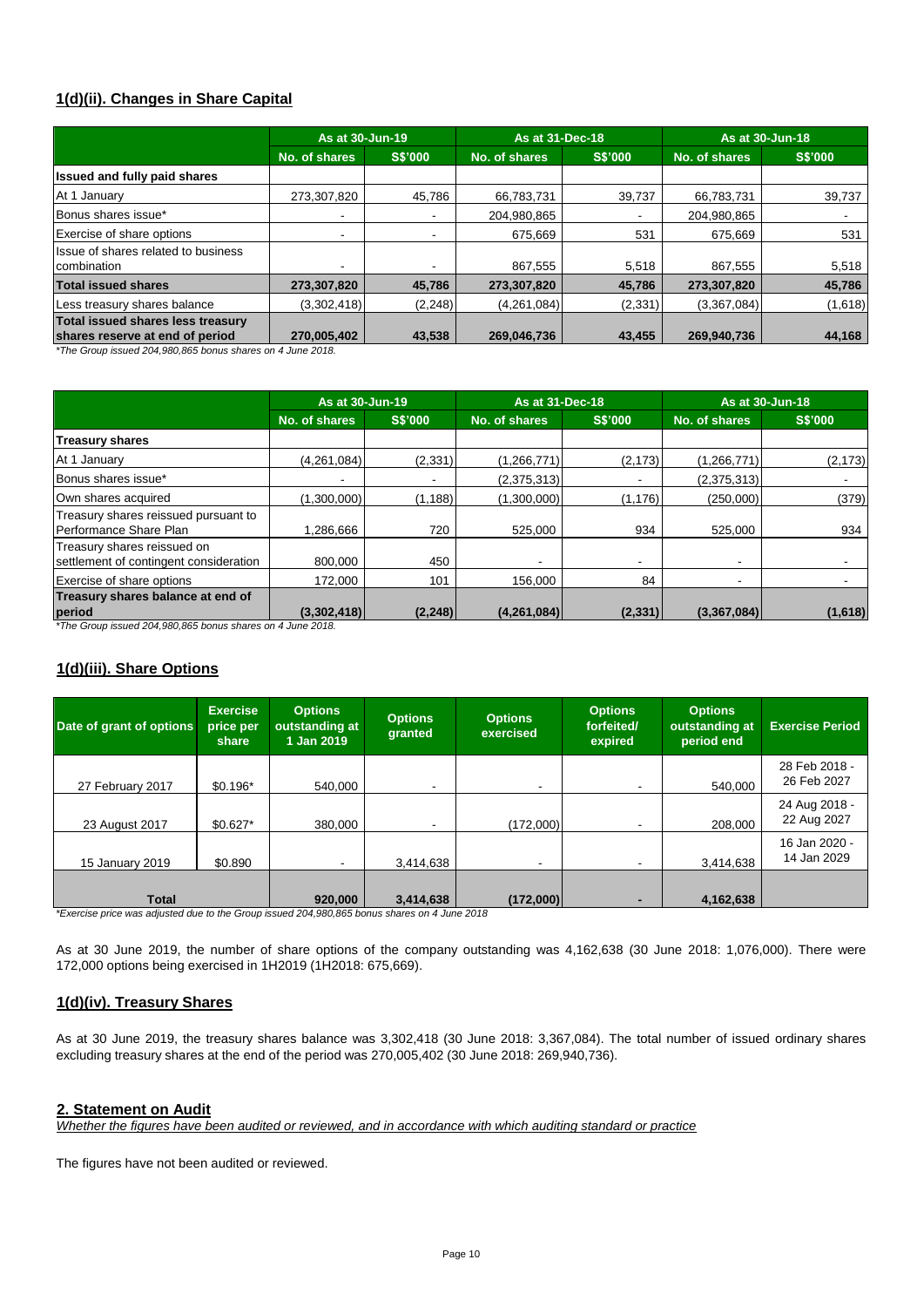## 1(d)(ii). Changes in Share Capital

| | As at 30-Jun-19 | | As at 31-Dec-18 | | As at 30-Jun-18 | |
|---|---|---|---|---|---|---|
| | No. of shares | S$'000 | No. of shares | S$'000 | No. of shares | S$'000 |
| **Issued and fully paid shares** | | | | | | |
| At 1 January | 273,307,820 | 45,786 | 66,783,731 | 39,737 | 66,783,731 | 39,737 |
| Bonus shares issue* | - | - | 204,980,865 | - | 204,980,865 | - |
| Exercise of share options | - | - | 675,669 | 531 | 675,669 | 531 |
| Issue of shares related to business combination | - | - | 867,555 | 5,518 | 867,555 | 5,518 |
| **Total issued shares** | **273,307,820** | **45,786** | **273,307,820** | **45,786** | **273,307,820** | **45,786** |
| Less treasury shares balance | (3,302,418) | (2,248) | (4,261,084) | (2,331) | (3,367,084) | (1,618) |
| **Total issued shares less treasury shares reserve at end of period** | **270,005,402** | **43,538** | **269,046,736** | **43,455** | **269,940,736** | **44,168** |

*\*The Group issued 204,980,865 bonus shares on 4 June 2018.*

| | As at 30-Jun-19 | | As at 31-Dec-18 | | As at 30-Jun-18 | |
|---|---|---|---|---|---|---|
| | No. of shares | S$'000 | No. of shares | S$'000 | No. of shares | S$'000 |
| **Treasury shares** | | | | | | |
| At 1 January | (4,261,084) | (2,331) | (1,266,771) | (2,173) | (1,266,771) | (2,173) |
| Bonus shares issue* | - | - | (2,375,313) | - | (2,375,313) | - |
| Own shares acquired | (1,300,000) | (1,188) | (1,300,000) | (1,176) | (250,000) | (379) |
| Treasury shares reissued pursuant to Performance Share Plan | 1,286,666 | 720 | 525,000 | 934 | 525,000 | 934 |
| Treasury shares reissued on settlement of contingent consideration | 800,000 | 450 | - | - | - | - |
| Exercise of share options | 172,000 | 101 | 156,000 | 84 | - | - |
| **Treasury shares balance at end of period** | **(3,302,418)** | **(2,248)** | **(4,261,084)** | **(2,331)** | **(3,367,084)** | **(1,618)** |

*\*The Group issued 204,980,865 bonus shares on 4 June 2018.*

## 1(d)(iii). Share Options

| Date of grant of options | Exercise price per share | Options outstanding at 1 Jan 2019 | Options granted | Options exercised | Options forfeited/ expired | Options outstanding at period end | Exercise Period |
|---|---|---|---|---|---|---|---|
| 27 February 2017 | $0.196* | 540,000 | - | - | - | 540,000 | 28 Feb 2018 - 26 Feb 2027 |
| 23 August 2017 | $0.627* | 380,000 | - | (172,000) | - | 208,000 | 24 Aug 2018 - 22 Aug 2027 |
| 15 January 2019 | $0.890 | - | 3,414,638 | - | - | 3,414,638 | 16 Jan 2020 - 14 Jan 2029 |
| **Total** | | **920,000** | **3,414,638** | **(172,000)** | **-** | **4,162,638** | |

*\*Exercise price was adjusted due to the Group issued 204,980,865 bonus shares on 4 June 2018*

As at 30 June 2019, the number of share options of the company outstanding was 4,162,638 (30 June 2018: 1,076,000). There were 172,000 options being exercised in 1H2019 (1H2018: 675,669).

## 1(d)(iv). Treasury Shares

As at 30 June 2019, the treasury shares balance was 3,302,418 (30 June 2018: 3,367,084). The total number of issued ordinary shares excluding treasury shares at the end of the period was 270,005,402 (30 June 2018: 269,940,736).

## 2. Statement on Audit

*Whether the figures have been audited or reviewed, and in accordance with which auditing standard or practice*

The figures have not been audited or reviewed.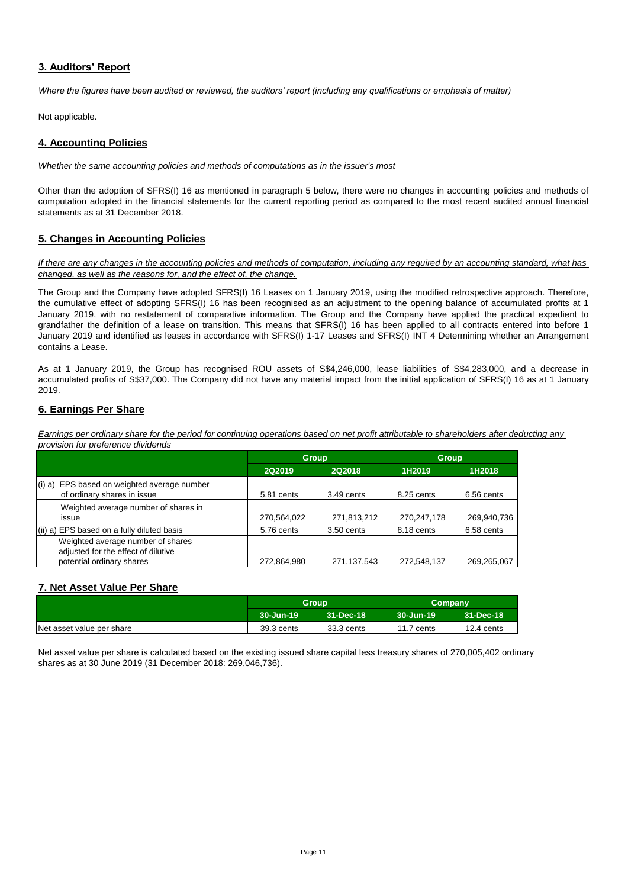## 3. Auditors' Report

*Where the figures have been audited or reviewed, the auditors' report (including any qualifications or emphasis of matter)*

Not applicable.

## 4. Accounting Policies

*Whether the same accounting policies and methods of computations as in the issuer's most*

Other than the adoption of SFRS(I) 16 as mentioned in paragraph 5 below, there were no changes in accounting policies and methods of computation adopted in the financial statements for the current reporting period as compared to the most recent audited annual financial statements as at 31 December 2018.

## 5. Changes in Accounting Policies

*If there are any changes in the accounting policies and methods of computation, including any required by an accounting standard, what has changed, as well as the reasons for, and the effect of, the change.*

The Group and the Company have adopted SFRS(I) 16 Leases on 1 January 2019, using the modified retrospective approach. Therefore, the cumulative effect of adopting SFRS(I) 16 has been recognised as an adjustment to the opening balance of accumulated profits at 1 January 2019, with no restatement of comparative information. The Group and the Company have applied the practical expedient to grandfather the definition of a lease on transition. This means that SFRS(I) 16 has been applied to all contracts entered into before 1 January 2019 and identified as leases in accordance with SFRS(I) 1-17 Leases and SFRS(I) INT 4 Determining whether an Arrangement contains a Lease.

As at 1 January 2019, the Group has recognised ROU assets of S$4,246,000, lease liabilities of S$4,283,000, and a decrease in accumulated profits of S$37,000. The Company did not have any material impact from the initial application of SFRS(I) 16 as at 1 January 2019.

## 6. Earnings Per Share

*Earnings per ordinary share for the period for continuing operations based on net profit attributable to shareholders after deducting any provision for preference dividends*

| | Group | | Group | |
|---|---|---|---|---|
| | 2Q2019 | 2Q2018 | 1H2019 | 1H2018 |
| (i) a) EPS based on weighted average number of ordinary shares in issue | 5.81 cents | 3.49 cents | 8.25 cents | 6.56 cents |
| Weighted average number of shares in issue | 270,564,022 | 271,813,212 | 270,247,178 | 269,940,736 |
| (ii) a) EPS based on a fully diluted basis | 5.76 cents | 3.50 cents | 8.18 cents | 6.58 cents |
| Weighted average number of shares adjusted for the effect of dilutive potential ordinary shares | 272,864,980 | 271,137,543 | 272,548,137 | 269,265,067 |

## 7. Net Asset Value Per Share

| | Group | | Company | |
|---|---|---|---|---|
| | 30-Jun-19 | 31-Dec-18 | 30-Jun-19 | 31-Dec-18 |
| Net asset value per share | 39.3 cents | 33.3 cents | 11.7 cents | 12.4 cents |

Net asset value per share is calculated based on the existing issued share capital less treasury shares of 270,005,402 ordinary shares as at 30 June 2019 (31 December 2018: 269,046,736).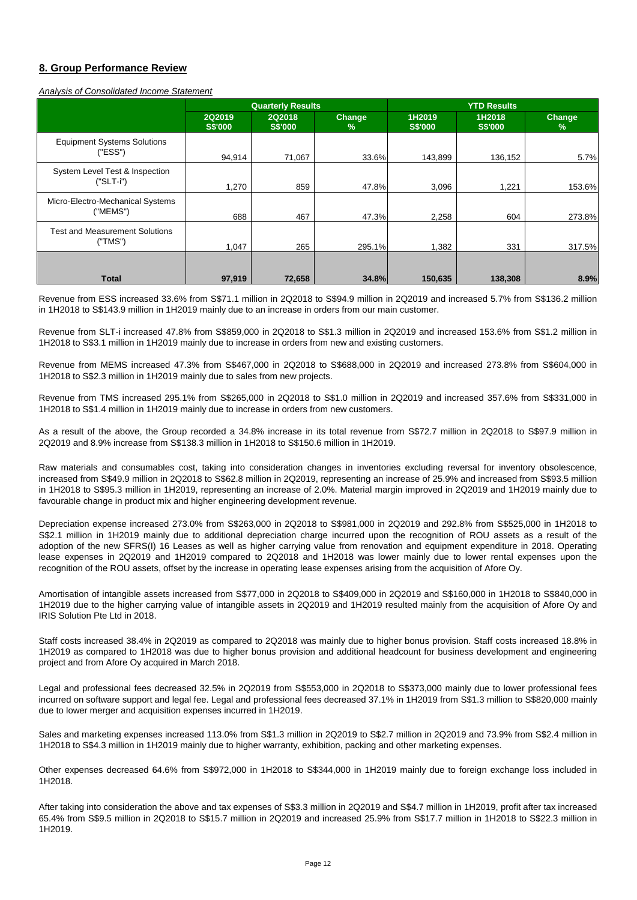## 8. Group Performance Review

*Analysis of Consolidated Income Statement*

| | Quarterly Results | | | YTD Results | | |
|---|---|---|---|---|---|---|
| | 2Q2019 S$'000 | 2Q2018 S$'000 | Change % | 1H2019 S$'000 | 1H2018 S$'000 | Change % |
| Equipment Systems Solutions ("ESS") | 94,914 | 71,067 | 33.6% | 143,899 | 136,152 | 5.7% |
| System Level Test & Inspection ("SLT-i") | 1,270 | 859 | 47.8% | 3,096 | 1,221 | 153.6% |
| Micro-Electro-Mechanical Systems ("MEMS") | 688 | 467 | 47.3% | 2,258 | 604 | 273.8% |
| Test and Measurement Solutions ("TMS") | 1,047 | 265 | 295.1% | 1,382 | 331 | 317.5% |
| **Total** | **97,919** | **72,658** | **34.8%** | **150,635** | **138,308** | **8.9%** |

Revenue from ESS increased 33.6% from S$71.1 million in 2Q2018 to S$94.9 million in 2Q2019 and increased 5.7% from S$136.2 million in 1H2018 to S$143.9 million in 1H2019 mainly due to an increase in orders from our main customer.

Revenue from SLT-i increased 47.8% from S$859,000 in 2Q2018 to S$1.3 million in 2Q2019 and increased 153.6% from S$1.2 million in 1H2018 to S$3.1 million in 1H2019 mainly due to increase in orders from new and existing customers.

Revenue from MEMS increased 47.3% from S$467,000 in 2Q2018 to S$688,000 in 2Q2019 and increased 273.8% from S$604,000 in 1H2018 to S$2.3 million in 1H2019 mainly due to sales from new projects.

Revenue from TMS increased 295.1% from S$265,000 in 2Q2018 to S$1.0 million in 2Q2019 and increased 357.6% from S$331,000 in 1H2018 to S$1.4 million in 1H2019 mainly due to increase in orders from new customers.

As a result of the above, the Group recorded a 34.8% increase in its total revenue from S$72.7 million in 2Q2018 to S$97.9 million in 2Q2019 and 8.9% increase from S$138.3 million in 1H2018 to S$150.6 million in 1H2019.

Raw materials and consumables cost, taking into consideration changes in inventories excluding reversal for inventory obsolescence, increased from S$49.9 million in 2Q2018 to S$62.8 million in 2Q2019, representing an increase of 25.9% and increased from S$93.5 million in 1H2018 to S$95.3 million in 1H2019, representing an increase of 2.0%. Material margin improved in 2Q2019 and 1H2019 mainly due to favourable change in product mix and higher engineering development revenue.

Depreciation expense increased 273.0% from S$263,000 in 2Q2018 to S$981,000 in 2Q2019 and 292.8% from S$525,000 in 1H2018 to S$2.1 million in 1H2019 mainly due to additional depreciation charge incurred upon the recognition of ROU assets as a result of the adoption of the new SFRS(I) 16 Leases as well as higher carrying value from renovation and equipment expenditure in 2018. Operating lease expenses in 2Q2019 and 1H2019 compared to 2Q2018 and 1H2018 was lower mainly due to lower rental expenses upon the recognition of the ROU assets, offset by the increase in operating lease expenses arising from the acquisition of Afore Oy.

Amortisation of intangible assets increased from S$77,000 in 2Q2018 to S$409,000 in 2Q2019 and S$160,000 in 1H2018 to S$840,000 in 1H2019 due to the higher carrying value of intangible assets in 2Q2019 and 1H2019 resulted mainly from the acquisition of Afore Oy and IRIS Solution Pte Ltd in 2018.

Staff costs increased 38.4% in 2Q2019 as compared to 2Q2018 was mainly due to higher bonus provision. Staff costs increased 18.8% in 1H2019 as compared to 1H2018 was due to higher bonus provision and additional headcount for business development and engineering project and from Afore Oy acquired in March 2018.

Legal and professional fees decreased 32.5% in 2Q2019 from S$553,000 in 2Q2018 to S$373,000 mainly due to lower professional fees incurred on software support and legal fee. Legal and professional fees decreased 37.1% in 1H2019 from S$1.3 million to S$820,000 mainly due to lower merger and acquisition expenses incurred in 1H2019.

Sales and marketing expenses increased 113.0% from S$1.3 million in 2Q2019 to S$2.7 million in 2Q2019 and 73.9% from S$2.4 million in 1H2018 to S$4.3 million in 1H2019 mainly due to higher warranty, exhibition, packing and other marketing expenses.

Other expenses decreased 64.6% from S$972,000 in 1H2018 to S$344,000 in 1H2019 mainly due to foreign exchange loss included in 1H2018.

After taking into consideration the above and tax expenses of S$3.3 million in 2Q2019 and S$4.7 million in 1H2019, profit after tax increased 65.4% from S$9.5 million in 2Q2018 to S$15.7 million in 2Q2019 and increased 25.9% from S$17.7 million in 1H2018 to S$22.3 million in 1H2019.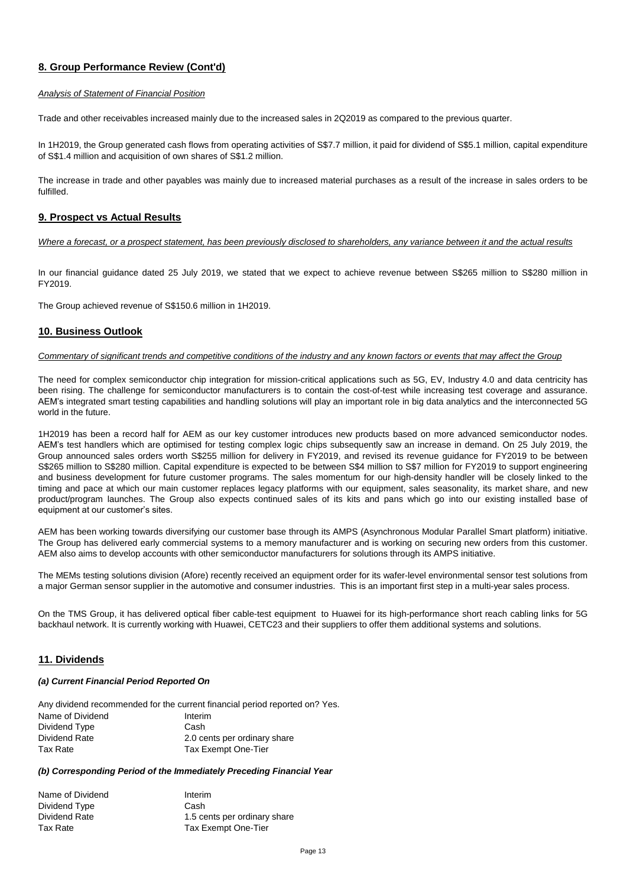## 8. Group Performance Review (Cont'd)

*Analysis of Statement of Financial Position*

Trade and other receivables increased mainly due to the increased sales in 2Q2019 as compared to the previous quarter.

In 1H2019, the Group generated cash flows from operating activities of S$7.7 million, it paid for dividend of S$5.1 million, capital expenditure of S$1.4 million and acquisition of own shares of S$1.2 million.

The increase in trade and other payables was mainly due to increased material purchases as a result of the increase in sales orders to be fulfilled.

## 9. Prospect vs Actual Results

*Where a forecast, or a prospect statement, has been previously disclosed to shareholders, any variance between it and the actual results*

In our financial guidance dated 25 July 2019, we stated that we expect to achieve revenue between S$265 million to S$280 million in FY2019.

The Group achieved revenue of S$150.6 million in 1H2019.

## 10. Business Outlook

*Commentary of significant trends and competitive conditions of the industry and any known factors or events that may affect the Group*

The need for complex semiconductor chip integration for mission-critical applications such as 5G, EV, Industry 4.0 and data centricity has been rising. The challenge for semiconductor manufacturers is to contain the cost-of-test while increasing test coverage and assurance. AEM's integrated smart testing capabilities and handling solutions will play an important role in big data analytics and the interconnected 5G world in the future.

1H2019 has been a record half for AEM as our key customer introduces new products based on more advanced semiconductor nodes. AEM's test handlers which are optimised for testing complex logic chips subsequently saw an increase in demand. On 25 July 2019, the Group announced sales orders worth S$255 million for delivery in FY2019, and revised its revenue guidance for FY2019 to be between S$265 million to S$280 million. Capital expenditure is expected to be between S$4 million to S$7 million for FY2019 to support engineering and business development for future customer programs. The sales momentum for our high-density handler will be closely linked to the timing and pace at which our main customer replaces legacy platforms with our equipment, sales seasonality, its market share, and new product/program launches. The Group also expects continued sales of its kits and pans which go into our existing installed base of equipment at our customer's sites.

AEM has been working towards diversifying our customer base through its AMPS (Asynchronous Modular Parallel Smart platform) initiative. The Group has delivered early commercial systems to a memory manufacturer and is working on securing new orders from this customer. AEM also aims to develop accounts with other semiconductor manufacturers for solutions through its AMPS initiative.

The MEMs testing solutions division (Afore) recently received an equipment order for its wafer-level environmental sensor test solutions from a major German sensor supplier in the automotive and consumer industries. This is an important first step in a multi-year sales process.

On the TMS Group, it has delivered optical fiber cable-test equipment to Huawei for its high-performance short reach cabling links for 5G backhaul network. It is currently working with Huawei, CETC23 and their suppliers to offer them additional systems and solutions.

## 11. Dividends

### *(a) Current Financial Period Reported On*

Any dividend recommended for the current financial period reported on? Yes.

| | |
|---|---|
| Name of Dividend | Interim |
| Dividend Type | Cash |
| Dividend Rate | 2.0 cents per ordinary share |
| Tax Rate | Tax Exempt One-Tier |

### *(b) Corresponding Period of the Immediately Preceding Financial Year*

| | |
|---|---|
| Name of Dividend | Interim |
| Dividend Type | Cash |
| Dividend Rate | 1.5 cents per ordinary share |
| Tax Rate | Tax Exempt One-Tier |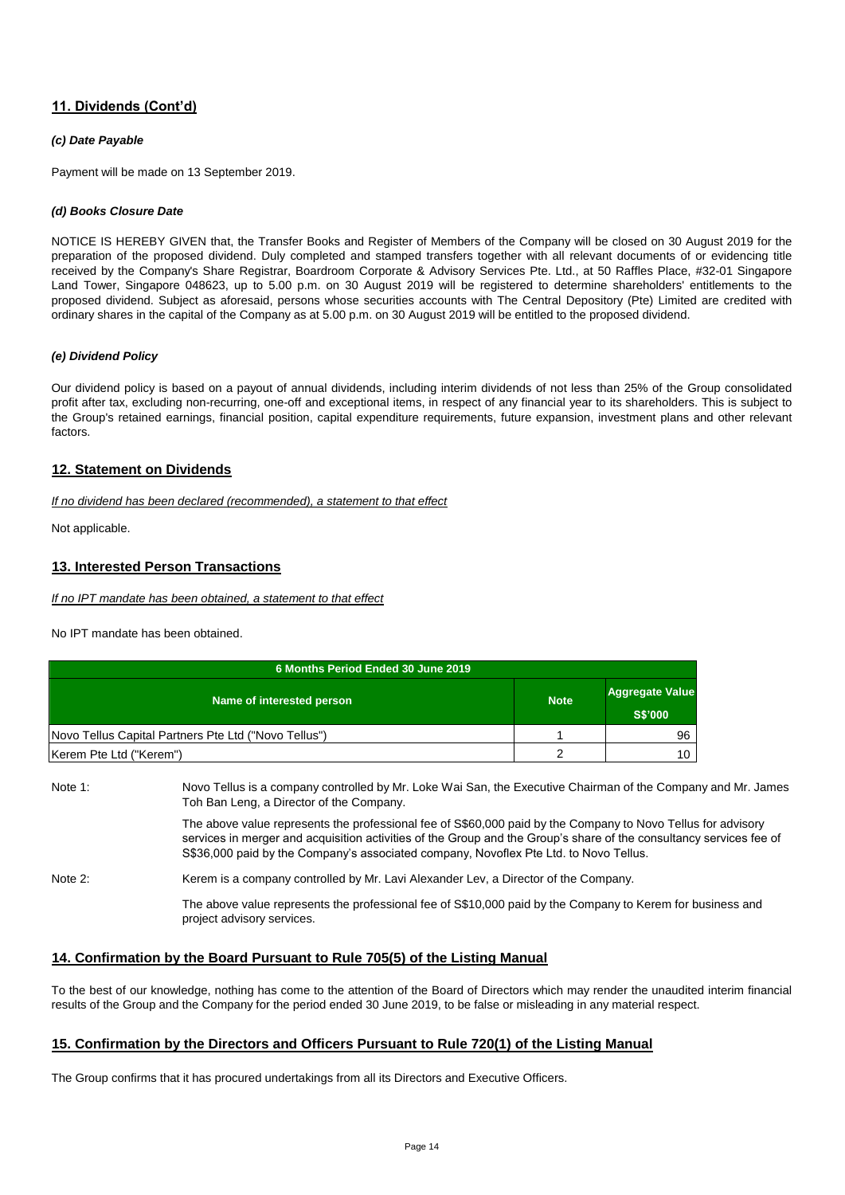## 11. Dividends (Cont'd)

### *(c) Date Payable*

Payment will be made on 13 September 2019.

### *(d) Books Closure Date*

NOTICE IS HEREBY GIVEN that, the Transfer Books and Register of Members of the Company will be closed on 30 August 2019 for the preparation of the proposed dividend. Duly completed and stamped transfers together with all relevant documents of or evidencing title received by the Company's Share Registrar, Boardroom Corporate & Advisory Services Pte. Ltd., at 50 Raffles Place, #32-01 Singapore Land Tower, Singapore 048623, up to 5.00 p.m. on 30 August 2019 will be registered to determine shareholders' entitlements to the proposed dividend. Subject as aforesaid, persons whose securities accounts with The Central Depository (Pte) Limited are credited with ordinary shares in the capital of the Company as at 5.00 p.m. on 30 August 2019 will be entitled to the proposed dividend.

### *(e) Dividend Policy*

Our dividend policy is based on a payout of annual dividends, including interim dividends of not less than 25% of the Group consolidated profit after tax, excluding non-recurring, one-off and exceptional items, in respect of any financial year to its shareholders. This is subject to the Group's retained earnings, financial position, capital expenditure requirements, future expansion, investment plans and other relevant factors.

## 12. Statement on Dividends

*If no dividend has been declared (recommended), a statement to that effect*

Not applicable.

## 13. Interested Person Transactions

*If no IPT mandate has been obtained, a statement to that effect*

No IPT mandate has been obtained.

| 6 Months Period Ended 30 June 2019 | | |
|---|---|---|
| Name of interested person | Note | Aggregate Value S$'000 |
| Novo Tellus Capital Partners Pte Ltd ("Novo Tellus") | 1 | 96 |
| Kerem Pte Ltd ("Kerem") | 2 | 10 |

Note 1: Novo Tellus is a company controlled by Mr. Loke Wai San, the Executive Chairman of the Company and Mr. James Toh Ban Leng, a Director of the Company.

The above value represents the professional fee of S$60,000 paid by the Company to Novo Tellus for advisory services in merger and acquisition activities of the Group and the Group's share of the consultancy services fee of S$36,000 paid by the Company's associated company, Novoflex Pte Ltd. to Novo Tellus.

Note 2: Kerem is a company controlled by Mr. Lavi Alexander Lev, a Director of the Company.

The above value represents the professional fee of S$10,000 paid by the Company to Kerem for business and project advisory services.

## 14. Confirmation by the Board Pursuant to Rule 705(5) of the Listing Manual

To the best of our knowledge, nothing has come to the attention of the Board of Directors which may render the unaudited interim financial results of the Group and the Company for the period ended 30 June 2019, to be false or misleading in any material respect.

## 15. Confirmation by the Directors and Officers Pursuant to Rule 720(1) of the Listing Manual

The Group confirms that it has procured undertakings from all its Directors and Executive Officers.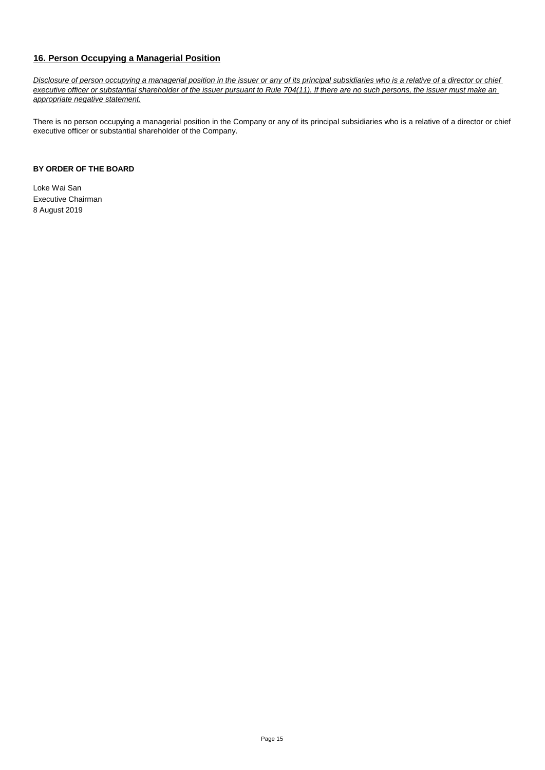## 16. Person Occupying a Managerial Position

*Disclosure of person occupying a managerial position in the issuer or any of its principal subsidiaries who is a relative of a director or chief executive officer or substantial shareholder of the issuer pursuant to Rule 704(11). If there are no such persons, the issuer must make an appropriate negative statement.*

There is no person occupying a managerial position in the Company or any of its principal subsidiaries who is a relative of a director or chief executive officer or substantial shareholder of the Company.

**BY ORDER OF THE BOARD**

Loke Wai San
Executive Chairman
8 August 2019